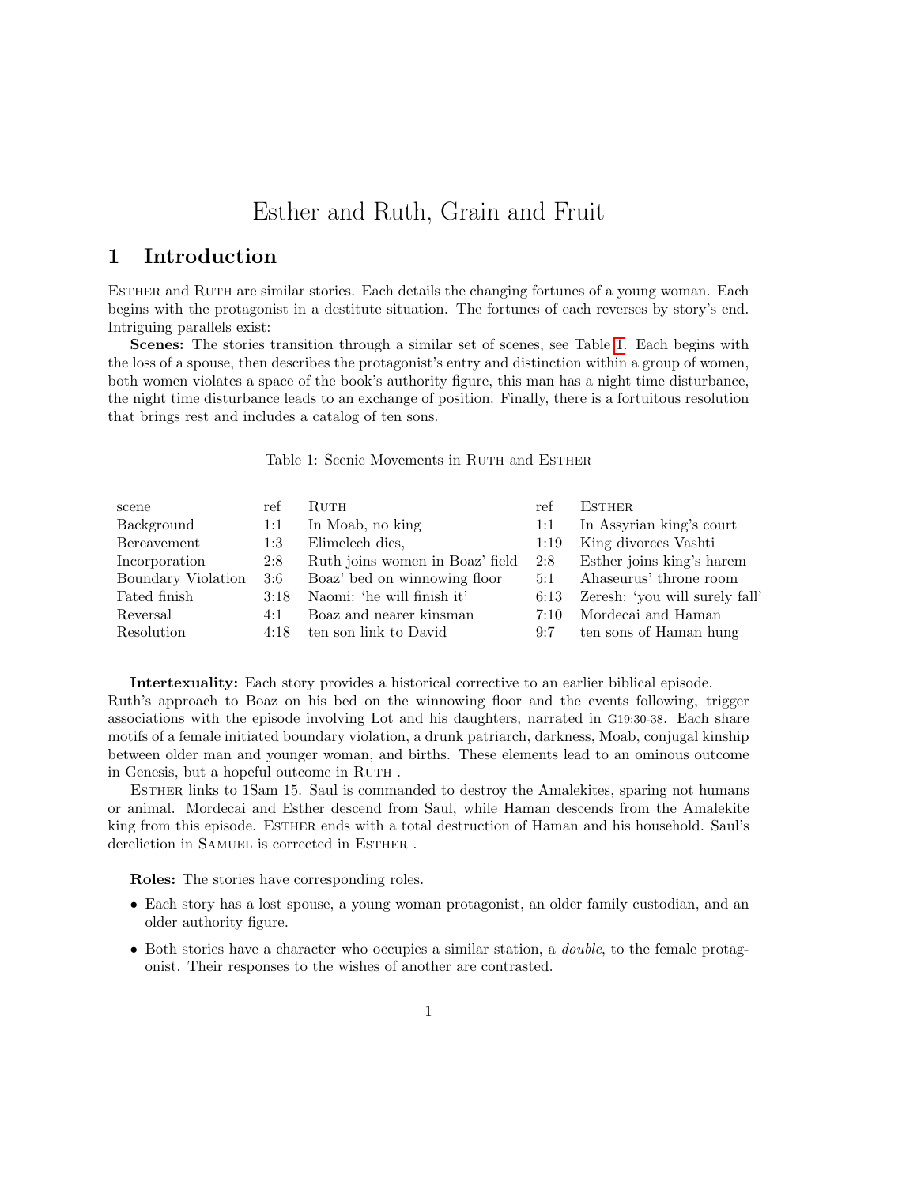# Esther and Ruth, Grain and Fruit

## 1 Introduction

Esther and Ruth are similar stories. Each details the changing fortunes of a young woman. Each begins with the protagonist in a destitute situation. The fortunes of each reverses by story's end. Intriguing parallels exist:

**Scenes:** The stories transition through a similar set of scenes, see Table 1. Each begins with the loss of a spouse, then describes the protagonist's entry and distinction within a group of women, both women violates a space of the book's authority figure, this man has a night time disturbance, the night time disturbance leads to an exchange of position. Finally, there is a fortuitous resolution that brings rest and includes a catalog of ten sons.

Table 1: Scenic Movements in Ruth and Esther

| scene | ref | Ruth | ref | Esther |
|---|---|---|---|---|
| Background | 1:1 | In Moab, no king | 1:1 | In Assyrian king's court |
| Bereavement | 1:3 | Elimelech dies, | 1:19 | King divorces Vashti |
| Incorporation | 2:8 | Ruth joins women in Boaz' field | 2:8 | Esther joins king's harem |
| Boundary Violation | 3:6 | Boaz' bed on winnowing floor | 5:1 | Ahaseurus' throne room |
| Fated finish | 3:18 | Naomi: 'he will finish it' | 6:13 | Zeresh: 'you will surely fall' |
| Reversal | 4:1 | Boaz and nearer kinsman | 7:10 | Mordecai and Haman |
| Resolution | 4:18 | ten son link to David | 9:7 | ten sons of Haman hung |

**Intertexuality:** Each story provides a historical corrective to an earlier biblical episode. Ruth's approach to Boaz on his bed on the winnowing floor and the events following, trigger associations with the episode involving Lot and his daughters, narrated in G19:30-38. Each share motifs of a female initiated boundary violation, a drunk patriarch, darkness, Moab, conjugal kinship between older man and younger woman, and births. These elements lead to an ominous outcome in Genesis, but a hopeful outcome in Ruth .

Esther links to 1Sam 15. Saul is commanded to destroy the Amalekites, sparing not humans or animal. Mordecai and Esther descend from Saul, while Haman descends from the Amalekite king from this episode. Esther ends with a total destruction of Haman and his household. Saul's dereliction in Samuel is corrected in Esther .

**Roles:** The stories have corresponding roles.

- Each story has a lost spouse, a young woman protagonist, an older family custodian, and an older authority figure.
- Both stories have a character who occupies a similar station, a *double*, to the female protagonist. Their responses to the wishes of another are contrasted.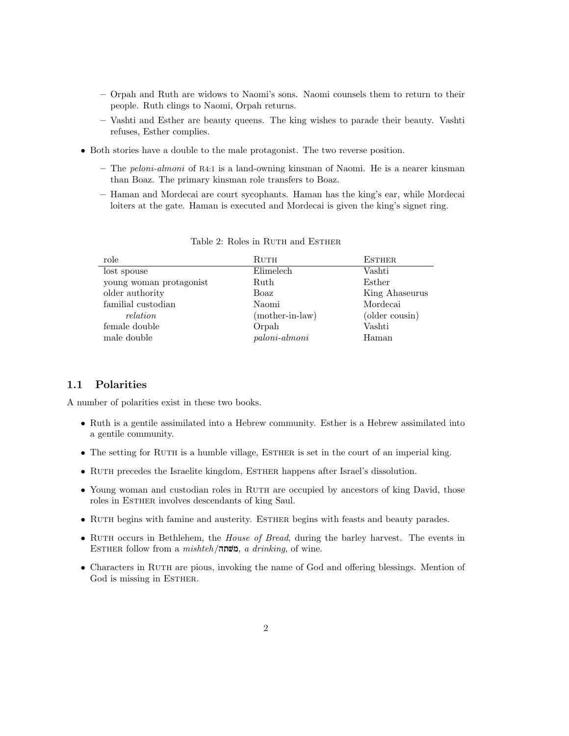- Orpah and Ruth are widows to Naomi's sons. Naomi counsels them to return to their people. Ruth clings to Naomi, Orpah returns.
  - Vashti and Esther are beauty queens. The king wishes to parade their beauty. Vashti refuses, Esther complies.

- Both stories have a double to the male protagonist. The two reverse position.
  - The *peloni-almoni* of R4:1 is a land-owning kinsman of Naomi. He is a nearer kinsman than Boaz. The primary kinsman role transfers to Boaz.
  - Haman and Mordecai are court sycophants. Haman has the king's ear, while Mordecai loiters at the gate. Haman is executed and Mordecai is given the king's signet ring.

Table 2: Roles in Ruth and Esther

| role | Ruth | Esther |
|---|---|---|
| lost spouse | Elimelech | Vashti |
| young woman protagonist | Ruth | Esther |
| older authority | Boaz | King Ahaseurus |
| familial custodian | Naomi | Mordecai |
| *relation* | (mother-in-law) | (older cousin) |
| female double | Orpah | Vashti |
| male double | *paloni-almoni* | Haman |

## 1.1 Polarities

A number of polarities exist in these two books.

- Ruth is a gentile assimilated into a Hebrew community. Esther is a Hebrew assimilated into a gentile community.
- The setting for Ruth is a humble village, Esther is set in the court of an imperial king.
- Ruth precedes the Israelite kingdom, Esther happens after Israel's dissolution.
- Young woman and custodian roles in Ruth are occupied by ancestors of king David, those roles in Esther involves descendants of king Saul.
- Ruth begins with famine and austerity. Esther begins with feasts and beauty parades.
- Ruth occurs in Bethlehem, the *House of Bread*, during the barley harvest. The events in Esther follow from a *mishteh*/**משתה**, *a drinking*, of wine.
- Characters in Ruth are pious, invoking the name of God and offering blessings. Mention of God is missing in Esther.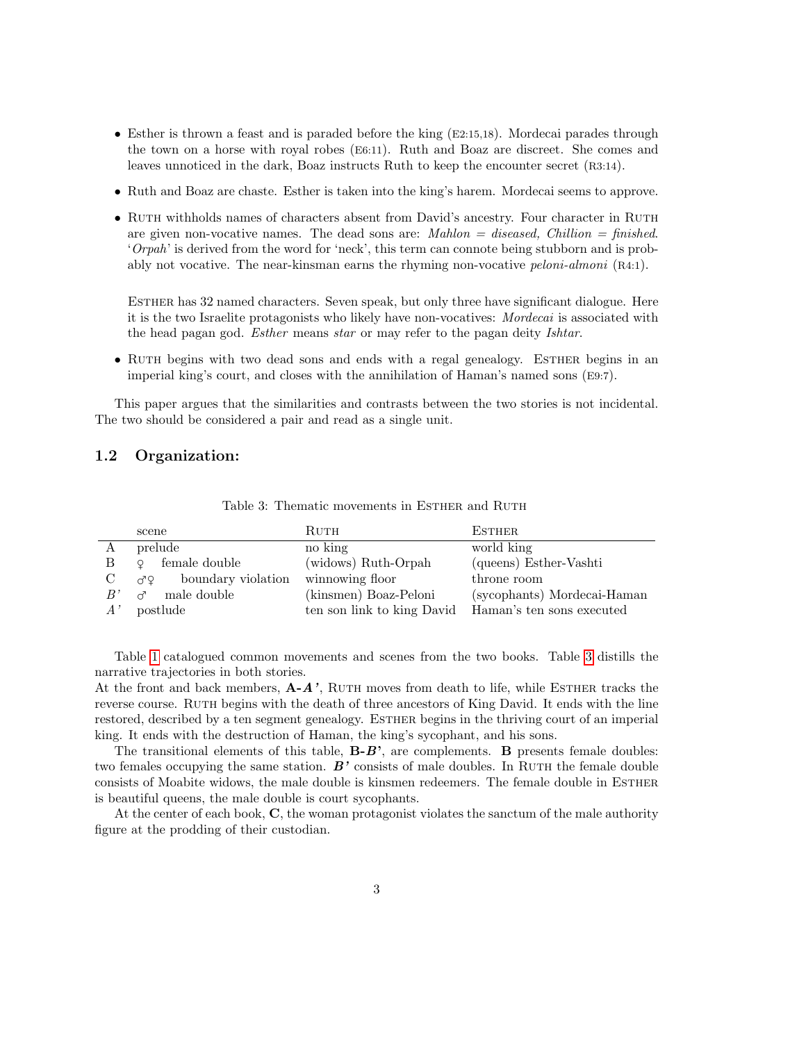- Esther is thrown a feast and is paraded before the king (E2:15,18). Mordecai parades through the town on a horse with royal robes (E6:11). Ruth and Boaz are discreet. She comes and leaves unnoticed in the dark, Boaz instructs Ruth to keep the encounter secret (R3:14).

- Ruth and Boaz are chaste. Esther is taken into the king's harem. Mordecai seems to approve.

- RUTH withholds names of characters absent from David's ancestry. Four character in RUTH are given non-vocative names. The dead sons are: *Mahlon = diseased, Chillion = finished*. '*Orpah*' is derived from the word for 'neck', this term can connote being stubborn and is probably not vocative. The near-kinsman earns the rhyming non-vocative *peloni-almoni* (R4:1).

  ESTHER has 32 named characters. Seven speak, but only three have significant dialogue. Here it is the two Israelite protagonists who likely have non-vocatives: *Mordecai* is associated with the head pagan god. *Esther* means *star* or may refer to the pagan deity *Ishtar*.

- RUTH begins with two dead sons and ends with a regal genealogy. ESTHER begins in an imperial king's court, and closes with the annihilation of Haman's named sons (E9:7).

This paper argues that the similarities and contrasts between the two stories is not incidental. The two should be considered a pair and read as a single unit.

## 1.2 Organization:

Table 3: Thematic movements in ESTHER and RUTH

| | scene | RUTH | ESTHER |
|---|---|---|---|
| A | prelude | no king | world king |
| B | ♀ female double | (widows) Ruth-Orpah | (queens) Esther-Vashti |
| C | ♂♀ boundary violation | winnowing floor | throne room |
| *B'* | ♂ male double | (kinsmen) Boaz-Peloni | (sycophants) Mordecai-Haman |
| *A'* | postlude | ten son link to king David | Haman's ten sons executed |

Table 1 catalogued common movements and scenes from the two books. Table 3 distills the narrative trajectories in both stories.

At the front and back members, **A-*A'***, RUTH moves from death to life, while ESTHER tracks the reverse course. RUTH begins with the death of three ancestors of King David. It ends with the line restored, described by a ten segment genealogy. ESTHER begins in the thriving court of an imperial king. It ends with the destruction of Haman, the king's sycophant, and his sons.

The transitional elements of this table, **B-*B'***, are complements. **B** presents female doubles: two females occupying the same station. ***B'*** consists of male doubles. In RUTH the female double consists of Moabite widows, the male double is kinsmen redeemers. The female double in ESTHER is beautiful queens, the male double is court sycophants.

At the center of each book, **C**, the woman protagonist violates the sanctum of the male authority figure at the prodding of their custodian.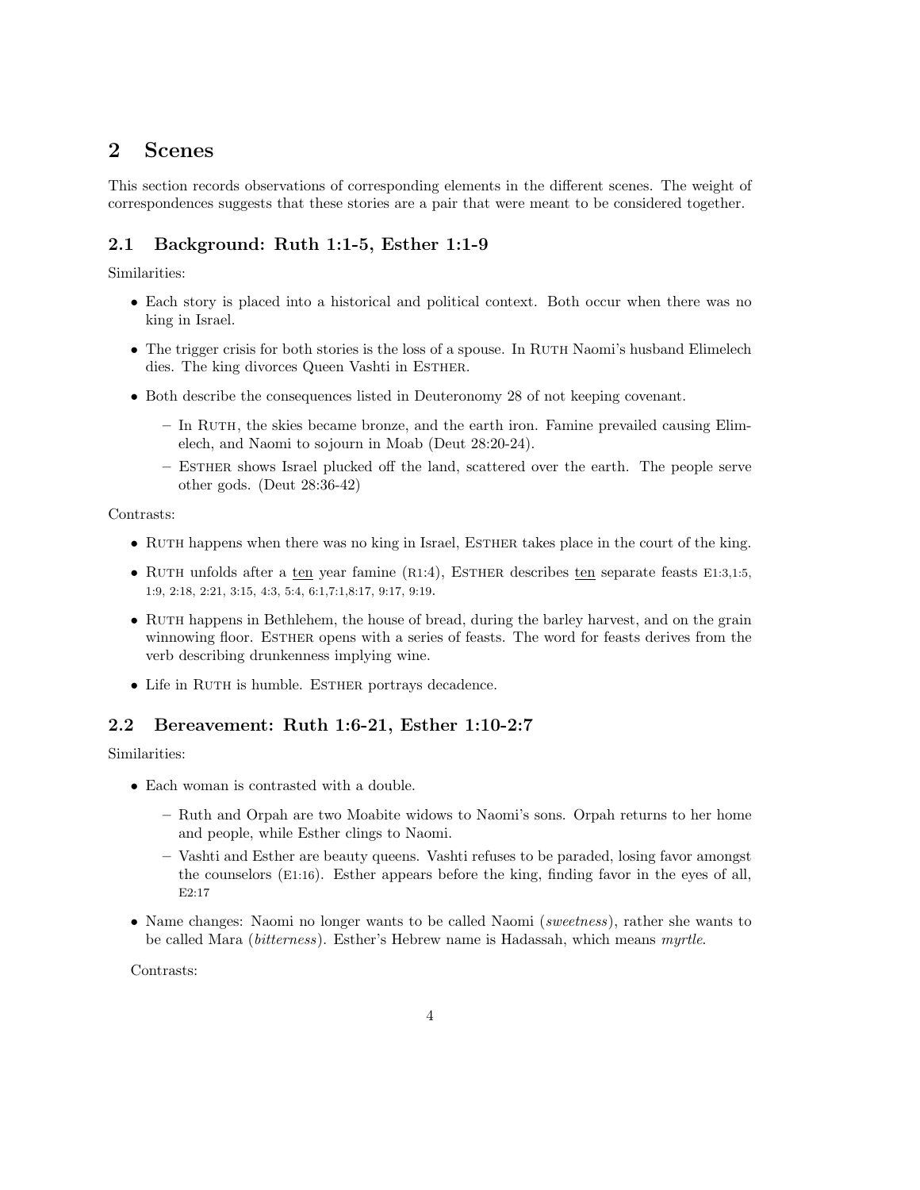## 2 Scenes

This section records observations of corresponding elements in the different scenes. The weight of correspondences suggests that these stories are a pair that were meant to be considered together.

### 2.1 Background: Ruth 1:1-5, Esther 1:1-9

Similarities:

- Each story is placed into a historical and political context. Both occur when there was no king in Israel.
- The trigger crisis for both stories is the loss of a spouse. In Ruth Naomi's husband Elimelech dies. The king divorces Queen Vashti in Esther.
- Both describe the consequences listed in Deuteronomy 28 of not keeping covenant.
  - In Ruth, the skies became bronze, and the earth iron. Famine prevailed causing Elimelech, and Naomi to sojourn in Moab (Deut 28:20-24).
  - Esther shows Israel plucked off the land, scattered over the earth. The people serve other gods. (Deut 28:36-42)

Contrasts:

- Ruth happens when there was no king in Israel, Esther takes place in the court of the king.
- Ruth unfolds after a <u>ten</u> year famine (R1:4), Esther describes <u>ten</u> separate feasts E1:3,1:5, 1:9, 2:18, 2:21, 3:15, 4:3, 5:4, 6:1,7:1,8:17, 9:17, 9:19.
- Ruth happens in Bethlehem, the house of bread, during the barley harvest, and on the grain winnowing floor. Esther opens with a series of feasts. The word for feasts derives from the verb describing drunkenness implying wine.
- Life in Ruth is humble. Esther portrays decadence.

### 2.2 Bereavement: Ruth 1:6-21, Esther 1:10-2:7

Similarities:

- Each woman is contrasted with a double.
  - Ruth and Orpah are two Moabite widows to Naomi's sons. Orpah returns to her home and people, while Esther clings to Naomi.
  - Vashti and Esther are beauty queens. Vashti refuses to be paraded, losing favor amongst the counselors (E1:16). Esther appears before the king, finding favor in the eyes of all, E2:17
- Name changes: Naomi no longer wants to be called Naomi (*sweetness*), rather she wants to be called Mara (*bitterness*). Esther's Hebrew name is Hadassah, which means *myrtle*.

Contrasts: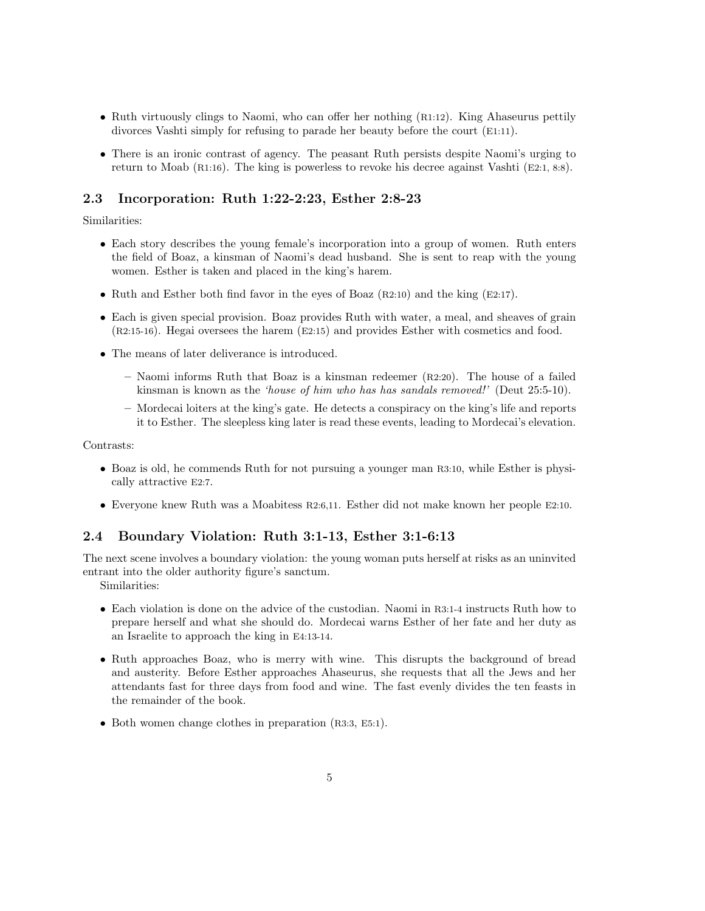- Ruth virtuously clings to Naomi, who can offer her nothing (R1:12). King Ahaseurus pettily divorces Vashti simply for refusing to parade her beauty before the court (E1:11).
- There is an ironic contrast of agency. The peasant Ruth persists despite Naomi's urging to return to Moab (R1:16). The king is powerless to revoke his decree against Vashti (E2:1, 8:8).

## 2.3 Incorporation: Ruth 1:22-2:23, Esther 2:8-23

Similarities:

- Each story describes the young female's incorporation into a group of women. Ruth enters the field of Boaz, a kinsman of Naomi's dead husband. She is sent to reap with the young women. Esther is taken and placed in the king's harem.
- Ruth and Esther both find favor in the eyes of Boaz (R2:10) and the king (E2:17).
- Each is given special provision. Boaz provides Ruth with water, a meal, and sheaves of grain (R2:15-16). Hegai oversees the harem (E2:15) and provides Esther with cosmetics and food.
- The means of later deliverance is introduced.
  - Naomi informs Ruth that Boaz is a kinsman redeemer (R2:20). The house of a failed kinsman is known as the *'house of him who has has sandals removed!'* (Deut 25:5-10).
  - Mordecai loiters at the king's gate. He detects a conspiracy on the king's life and reports it to Esther. The sleepless king later is read these events, leading to Mordecai's elevation.

Contrasts:

- Boaz is old, he commends Ruth for not pursuing a younger man R3:10, while Esther is physically attractive E2:7.
- Everyone knew Ruth was a Moabitess R2:6,11. Esther did not make known her people E2:10.

## 2.4 Boundary Violation: Ruth 3:1-13, Esther 3:1-6:13

The next scene involves a boundary violation: the young woman puts herself at risks as an uninvited entrant into the older authority figure's sanctum.

Similarities:

- Each violation is done on the advice of the custodian. Naomi in R3:1-4 instructs Ruth how to prepare herself and what she should do. Mordecai warns Esther of her fate and her duty as an Israelite to approach the king in E4:13-14.
- Ruth approaches Boaz, who is merry with wine. This disrupts the background of bread and austerity. Before Esther approaches Ahaseurus, she requests that all the Jews and her attendants fast for three days from food and wine. The fast evenly divides the ten feasts in the remainder of the book.
- Both women change clothes in preparation (R3:3, E5:1).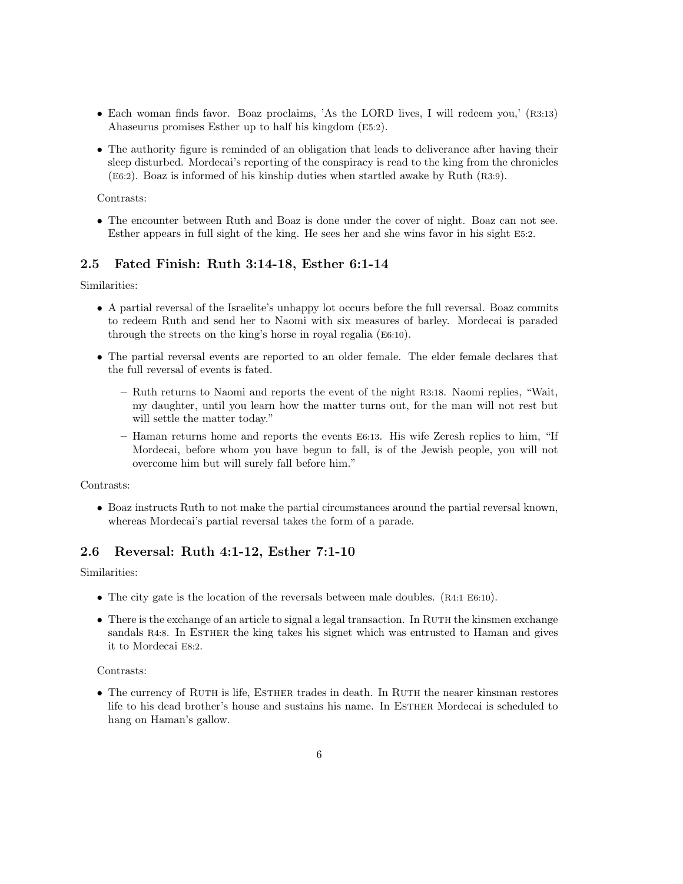- Each woman finds favor. Boaz proclaims, 'As the LORD lives, I will redeem you,' (R3:13) Ahaseurus promises Esther up to half his kingdom (E5:2).
- The authority figure is reminded of an obligation that leads to deliverance after having their sleep disturbed. Mordecai's reporting of the conspiracy is read to the king from the chronicles (E6:2). Boaz is informed of his kinship duties when startled awake by Ruth (R3:9).

Contrasts:

- The encounter between Ruth and Boaz is done under the cover of night. Boaz can not see. Esther appears in full sight of the king. He sees her and she wins favor in his sight E5:2.

### 2.5 Fated Finish: Ruth 3:14-18, Esther 6:1-14

Similarities:

- A partial reversal of the Israelite's unhappy lot occurs before the full reversal. Boaz commits to redeem Ruth and send her to Naomi with six measures of barley. Mordecai is paraded through the streets on the king's horse in royal regalia (E6:10).
- The partial reversal events are reported to an older female. The elder female declares that the full reversal of events is fated.
  - Ruth returns to Naomi and reports the event of the night R3:18. Naomi replies, "Wait, my daughter, until you learn how the matter turns out, for the man will not rest but will settle the matter today."
  - Haman returns home and reports the events E6:13. His wife Zeresh replies to him, "If Mordecai, before whom you have begun to fall, is of the Jewish people, you will not overcome him but will surely fall before him."

Contrasts:

- Boaz instructs Ruth to not make the partial circumstances around the partial reversal known, whereas Mordecai's partial reversal takes the form of a parade.

### 2.6 Reversal: Ruth 4:1-12, Esther 7:1-10

Similarities:

- The city gate is the location of the reversals between male doubles. (R4:1 E6:10).
- There is the exchange of an article to signal a legal transaction. In RUTH the kinsmen exchange sandals R4:8. In ESTHER the king takes his signet which was entrusted to Haman and gives it to Mordecai E8:2.

Contrasts:

- The currency of RUTH is life, ESTHER trades in death. In RUTH the nearer kinsman restores life to his dead brother's house and sustains his name. In ESTHER Mordecai is scheduled to hang on Haman's gallow.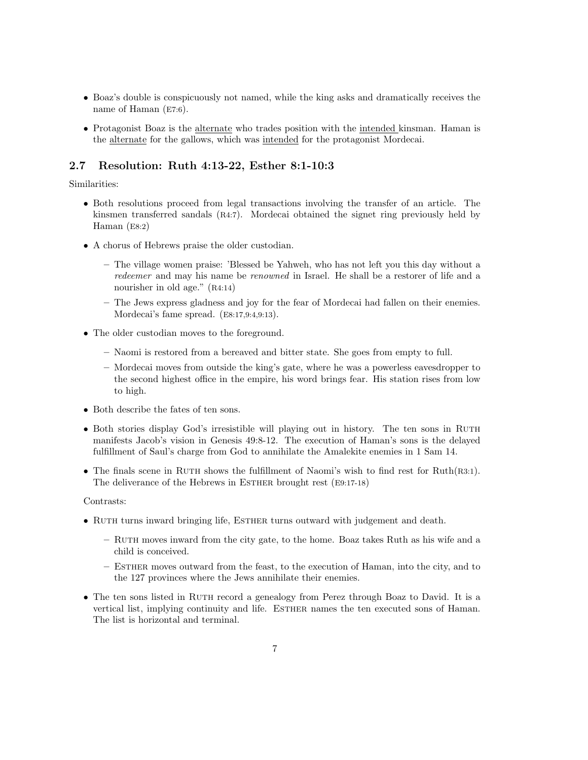- Boaz's double is conspicuously not named, while the king asks and dramatically receives the name of Haman (E7:6).
- Protagonist Boaz is the <u>alternate</u> who trades position with the <u>intended</u> kinsman. Haman is the <u>alternate</u> for the gallows, which was <u>intended</u> for the protagonist Mordecai.

## 2.7 Resolution: Ruth 4:13-22, Esther 8:1-10:3

Similarities:

- Both resolutions proceed from legal transactions involving the transfer of an article. The kinsmen transferred sandals (R4:7). Mordecai obtained the signet ring previously held by Haman (E8:2)
- A chorus of Hebrews praise the older custodian.
  - The village women praise: 'Blessed be Yahweh, who has not left you this day without a *redeemer* and may his name be *renowned* in Israel. He shall be a restorer of life and a nourisher in old age." (R4:14)
  - The Jews express gladness and joy for the fear of Mordecai had fallen on their enemies. Mordecai's fame spread. (E8:17,9:4,9:13).
- The older custodian moves to the foreground.
  - Naomi is restored from a bereaved and bitter state. She goes from empty to full.
  - Mordecai moves from outside the king's gate, where he was a powerless eavesdropper to the second highest office in the empire, his word brings fear. His station rises from low to high.
- Both describe the fates of ten sons.
- Both stories display God's irresistible will playing out in history. The ten sons in RUTH manifests Jacob's vision in Genesis 49:8-12. The execution of Haman's sons is the delayed fulfillment of Saul's charge from God to annihilate the Amalekite enemies in 1 Sam 14.
- The finals scene in RUTH shows the fulfillment of Naomi's wish to find rest for Ruth(R3:1). The deliverance of the Hebrews in ESTHER brought rest (E9:17-18)

Contrasts:

- RUTH turns inward bringing life, ESTHER turns outward with judgement and death.
  - RUTH moves inward from the city gate, to the home. Boaz takes Ruth as his wife and a child is conceived.
  - ESTHER moves outward from the feast, to the execution of Haman, into the city, and to the 127 provinces where the Jews annihilate their enemies.
- The ten sons listed in RUTH record a genealogy from Perez through Boaz to David. It is a vertical list, implying continuity and life. ESTHER names the ten executed sons of Haman. The list is horizontal and terminal.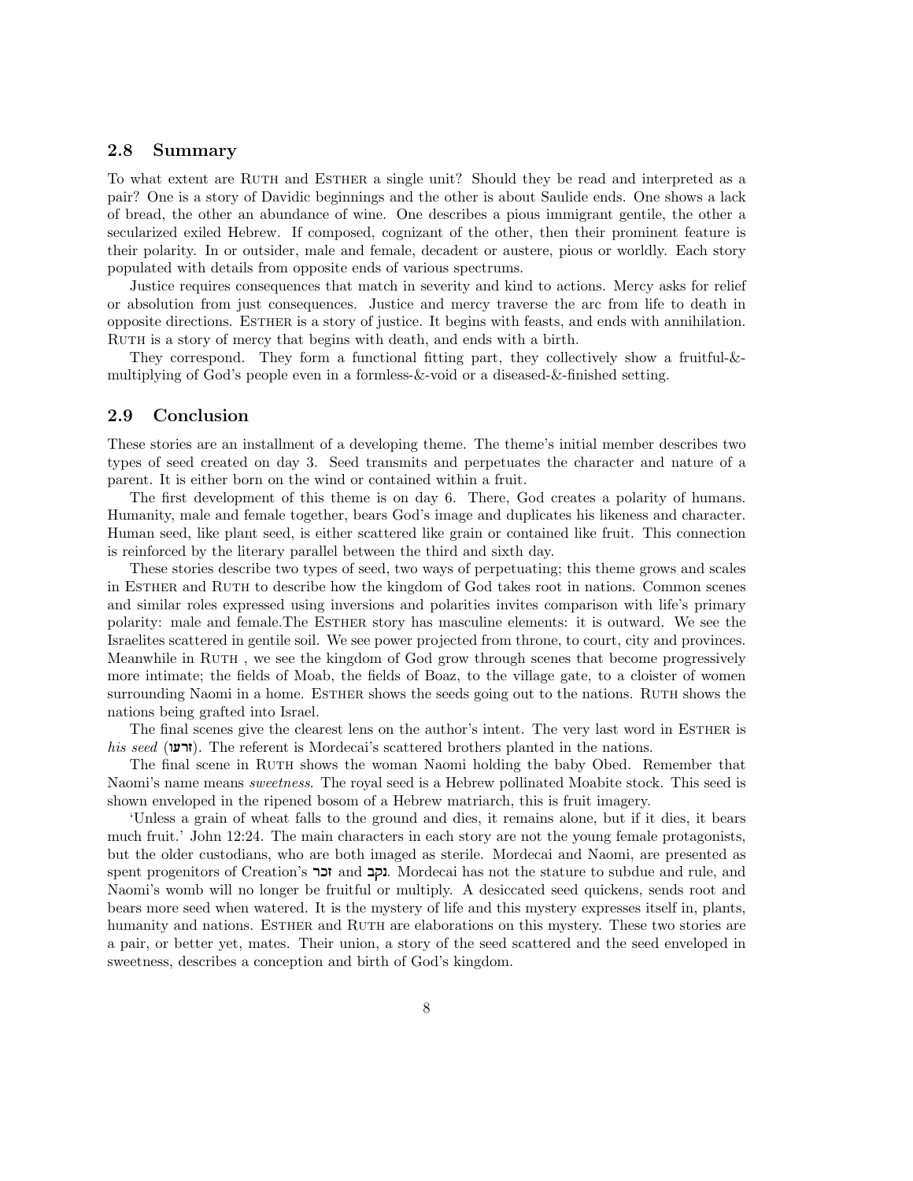## 2.8 Summary

To what extent are Ruth and Esther a single unit? Should they be read and interpreted as a pair? One is a story of Davidic beginnings and the other is about Saulide ends. One shows a lack of bread, the other an abundance of wine. One describes a pious immigrant gentile, the other a secularized exiled Hebrew. If composed, cognizant of the other, then their prominent feature is their polarity. In or outsider, male and female, decadent or austere, pious or worldly. Each story populated with details from opposite ends of various spectrums.

Justice requires consequences that match in severity and kind to actions. Mercy asks for relief or absolution from just consequences. Justice and mercy traverse the arc from life to death in opposite directions. Esther is a story of justice. It begins with feasts, and ends with annihilation. Ruth is a story of mercy that begins with death, and ends with a birth.

They correspond. They form a functional fitting part, they collectively show a fruitful-&-multiplying of God's people even in a formless-&-void or a diseased-&-finished setting.

## 2.9 Conclusion

These stories are an installment of a developing theme. The theme's initial member describes two types of seed created on day 3. Seed transmits and perpetuates the character and nature of a parent. It is either born on the wind or contained within a fruit.

The first development of this theme is on day 6. There, God creates a polarity of humans. Humanity, male and female together, bears God's image and duplicates his likeness and character. Human seed, like plant seed, is either scattered like grain or contained like fruit. This connection is reinforced by the literary parallel between the third and sixth day.

These stories describe two types of seed, two ways of perpetuating; this theme grows and scales in Esther and Ruth to describe how the kingdom of God takes root in nations. Common scenes and similar roles expressed using inversions and polarities invites comparison with life's primary polarity: male and female.The Esther story has masculine elements: it is outward. We see the Israelites scattered in gentile soil. We see power projected from throne, to court, city and provinces. Meanwhile in Ruth , we see the kingdom of God grow through scenes that become progressively more intimate; the fields of Moab, the fields of Boaz, to the village gate, to a cloister of women surrounding Naomi in a home. Esther shows the seeds going out to the nations. Ruth shows the nations being grafted into Israel.

The final scenes give the clearest lens on the author's intent. The very last word in Esther is *his seed* (זרעו). The referent is Mordecai's scattered brothers planted in the nations.

The final scene in Ruth shows the woman Naomi holding the baby Obed. Remember that Naomi's name means *sweetness*. The royal seed is a Hebrew pollinated Moabite stock. This seed is shown enveloped in the ripened bosom of a Hebrew matriarch, this is fruit imagery.

'Unless a grain of wheat falls to the ground and dies, it remains alone, but if it dies, it bears much fruit.' John 12:24. The main characters in each story are not the young female protagonists, but the older custodians, who are both imaged as sterile. Mordecai and Naomi, are presented as spent progenitors of Creation's זכר and נקב. Mordecai has not the stature to subdue and rule, and Naomi's womb will no longer be fruitful or multiply. A desiccated seed quickens, sends root and bears more seed when watered. It is the mystery of life and this mystery expresses itself in, plants, humanity and nations. Esther and Ruth are elaborations on this mystery. These two stories are a pair, or better yet, mates. Their union, a story of the seed scattered and the seed enveloped in sweetness, describes a conception and birth of God's kingdom.